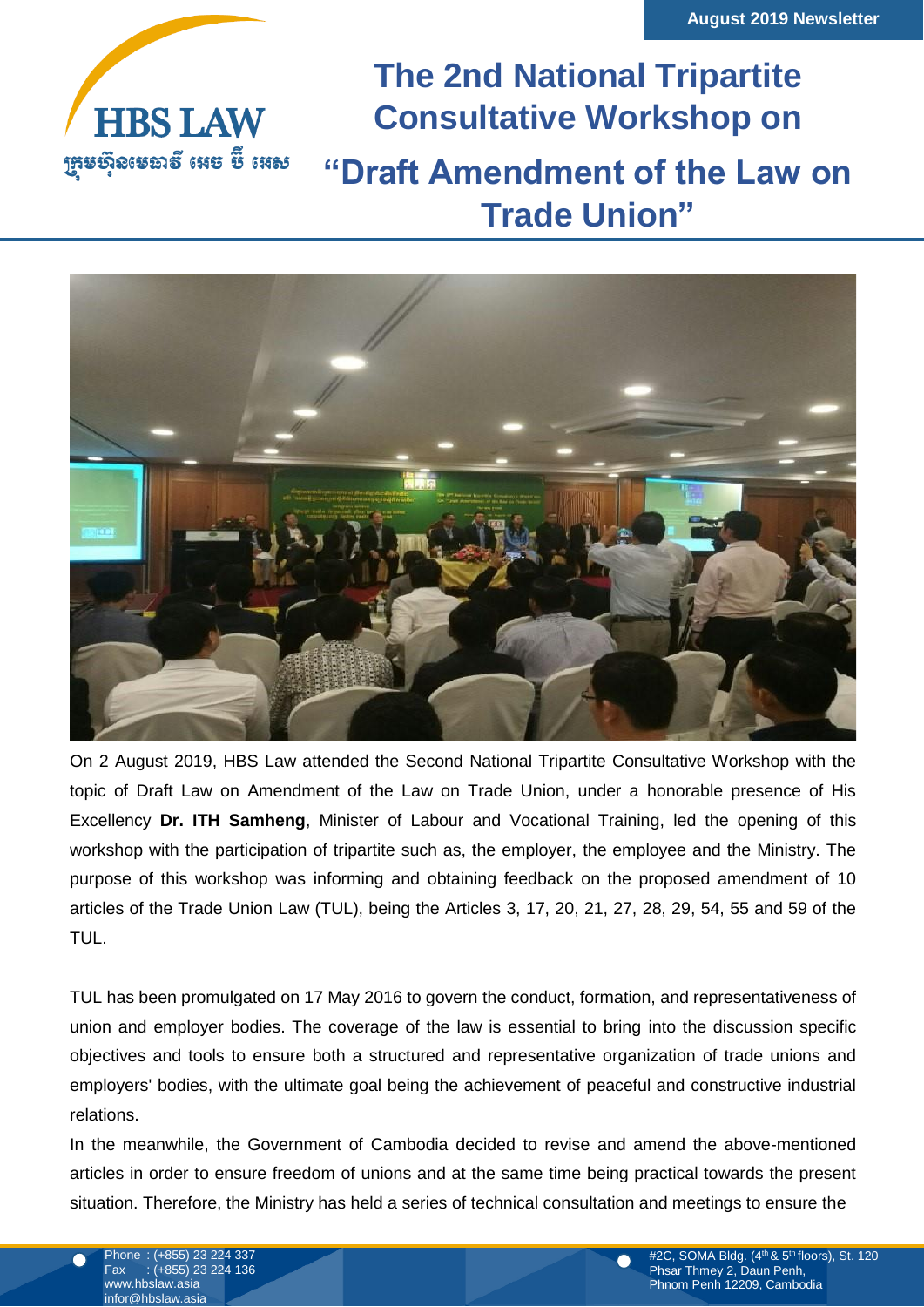# The 2nd National Tripartite Consultative Workshop on "Draft Amendment of the Law on Trade Union"

On 2 August 2019, HBS Law attended the Second National Tripartite Consultative Workshop with the topic of Draft Law on Amendment of the Law on Trade Union, under a honorable presence of His Excellency **Dr. ITH Samheng**, Minister of Labour and Vocational Training, led the opening of this workshop with the participation of tripartite such as, the employer, the employee and the Ministry. The purpose of this workshop was informing and obtaining feedback on the proposed amendment of 10 articles of the Trade Union Law (TUL), being the Articles 3, 17, 20, 21, 27, 28, 29, 54, 55 and 59 of the TUL.

TUL has been promulgated on 17 May 2016 to govern the conduct, formation, and representativeness of union and employer bodies. The coverage of the law is essential to bring into the discussion specific objectives and tools to ensure both a structured and representative organization of trade unions and employers' bodies, with the ultimate goal being the achievement of peaceful and constructive industrial relations.

In the meanwhile, the Government of Cambodia decided to revise and amend the above-mentioned articles in order to ensure freedom of unions and at the same time being practical towards the present situation. Therefore, the Ministry has held a series of technical consultation and meetings to ensure the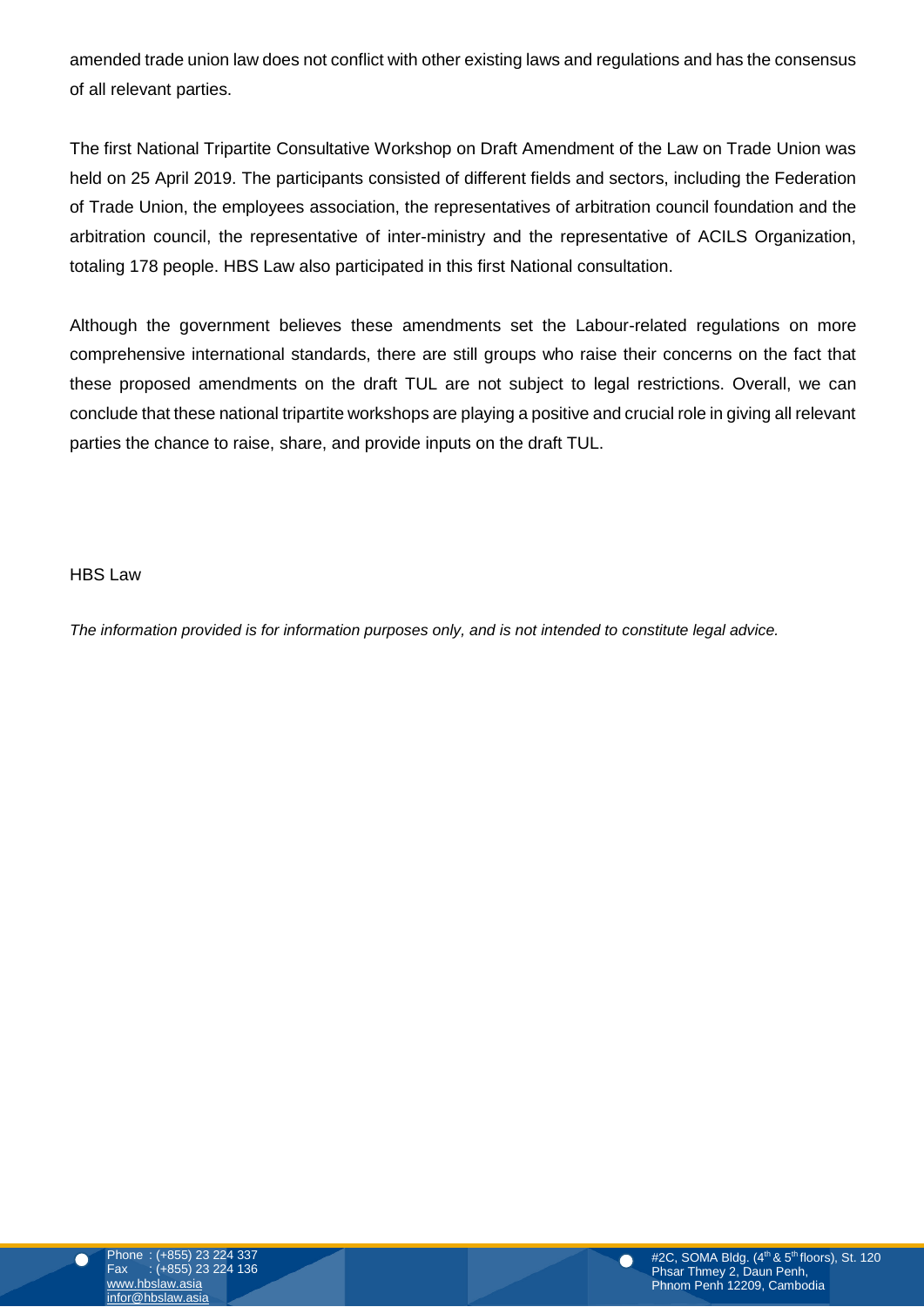amended trade union law does not conflict with other existing laws and regulations and has the consensus of all relevant parties.

The first National Tripartite Consultative Workshop on Draft Amendment of the Law on Trade Union was held on 25 April 2019. The participants consisted of different fields and sectors, including the Federation of Trade Union, the employees association, the representatives of arbitration council foundation and the arbitration council, the representative of inter-ministry and the representative of ACILS Organization, totaling 178 people. HBS Law also participated in this first National consultation.

Although the government believes these amendments set the Labour-related regulations on more comprehensive international standards, there are still groups who raise their concerns on the fact that these proposed amendments on the draft TUL are not subject to legal restrictions. Overall, we can conclude that these national tripartite workshops are playing a positive and crucial role in giving all relevant parties the chance to raise, share, and provide inputs on the draft TUL.

HBS Law

*The information provided is for information purposes only, and is not intended to constitute legal advice.*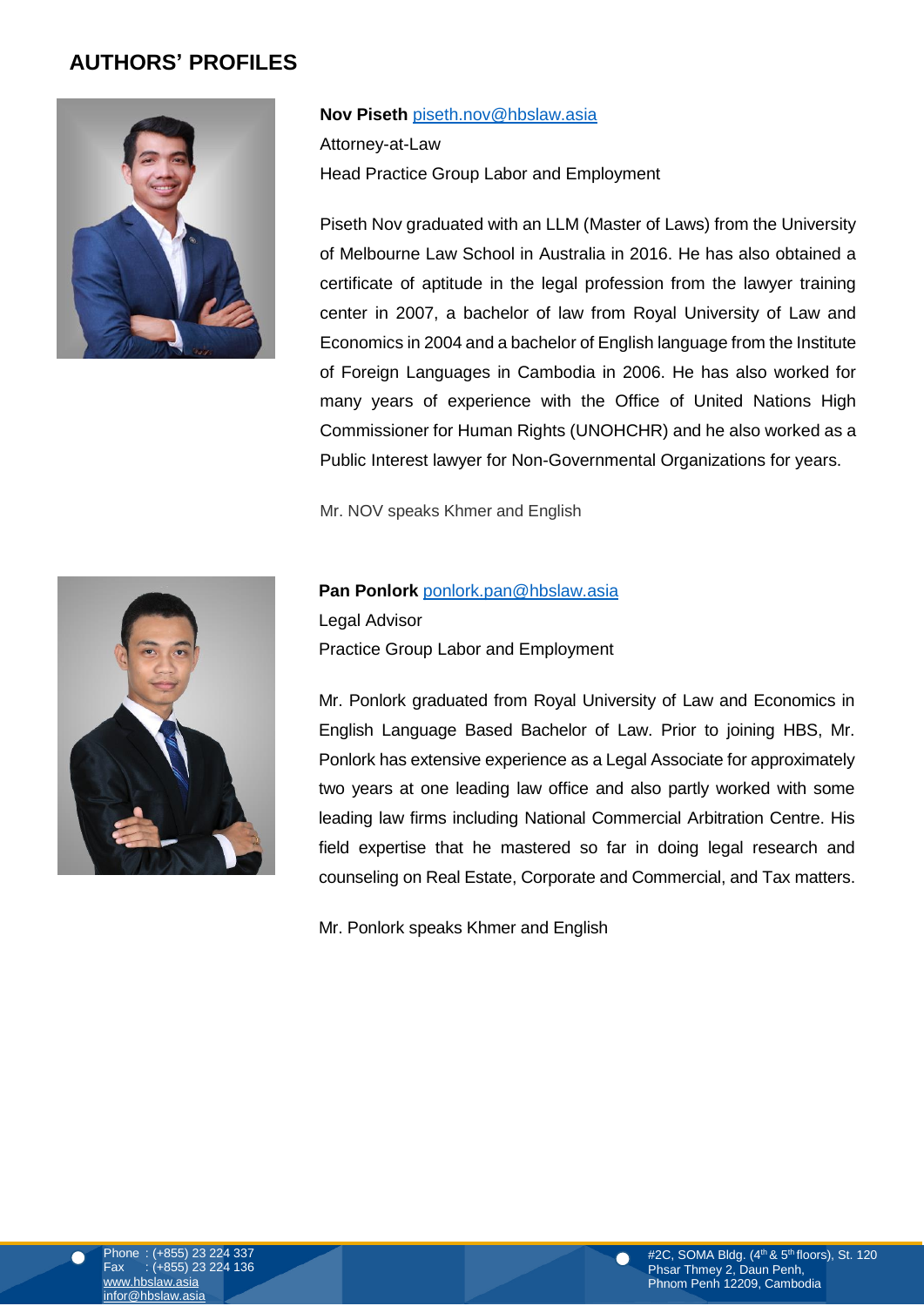## AUTHORS' PROFILES

**Nov Piseth** piseth.nov@hbslaw.asia

Attorney-at-Law

Head Practice Group Labor and Employment

Piseth Nov graduated with an LLM (Master of Laws) from the University of Melbourne Law School in Australia in 2016. He has also obtained a certificate of aptitude in the legal profession from the lawyer training center in 2007, a bachelor of law from Royal University of Law and Economics in 2004 and a bachelor of English language from the Institute of Foreign Languages in Cambodia in 2006. He has also worked for many years of experience with the Office of United Nations High Commissioner for Human Rights (UNOHCHR) and he also worked as a Public Interest lawyer for Non-Governmental Organizations for years.

Mr. NOV speaks Khmer and English

**Pan Ponlork** ponlork.pan@hbslaw.asia

Legal Advisor

Practice Group Labor and Employment

Mr. Ponlork graduated from Royal University of Law and Economics in English Language Based Bachelor of Law. Prior to joining HBS, Mr. Ponlork has extensive experience as a Legal Associate for approximately two years at one leading law office and also partly worked with some leading law firms including National Commercial Arbitration Centre. His field expertise that he mastered so far in doing legal research and counseling on Real Estate, Corporate and Commercial, and Tax matters.

Mr. Ponlork speaks Khmer and English